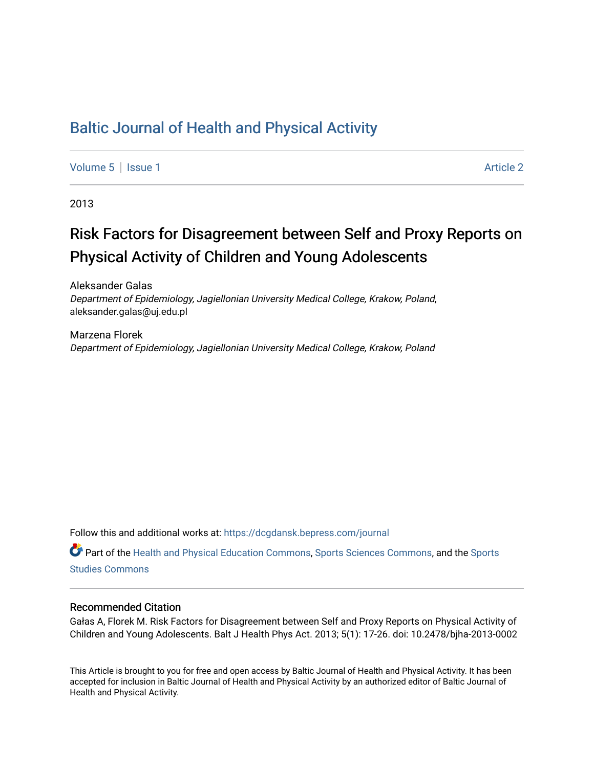# Baltic Journal of Health and Physical Activity

Volume 5 | Issue 1 Article 2

2013

## Risk Factors for Disagreement between Self and Proxy Reports on Physical Activity of Children and Young Adolescents

Aleksander Galas
*Department of Epidemiology, Jagiellonian University Medical College, Krakow, Poland*, aleksander.galas@uj.edu.pl

Marzena Florek
*Department of Epidemiology, Jagiellonian University Medical College, Krakow, Poland*

Follow this and additional works at: https://dcgdansk.bepress.com/journal

Part of the Health and Physical Education Commons, Sports Sciences Commons, and the Sports Studies Commons

### Recommended Citation

Gałas A, Florek M. Risk Factors for Disagreement between Self and Proxy Reports on Physical Activity of Children and Young Adolescents. Balt J Health Phys Act. 2013; 5(1): 17-26. doi: 10.2478/bjha-2013-0002

This Article is brought to you for free and open access by Baltic Journal of Health and Physical Activity. It has been accepted for inclusion in Baltic Journal of Health and Physical Activity by an authorized editor of Baltic Journal of Health and Physical Activity.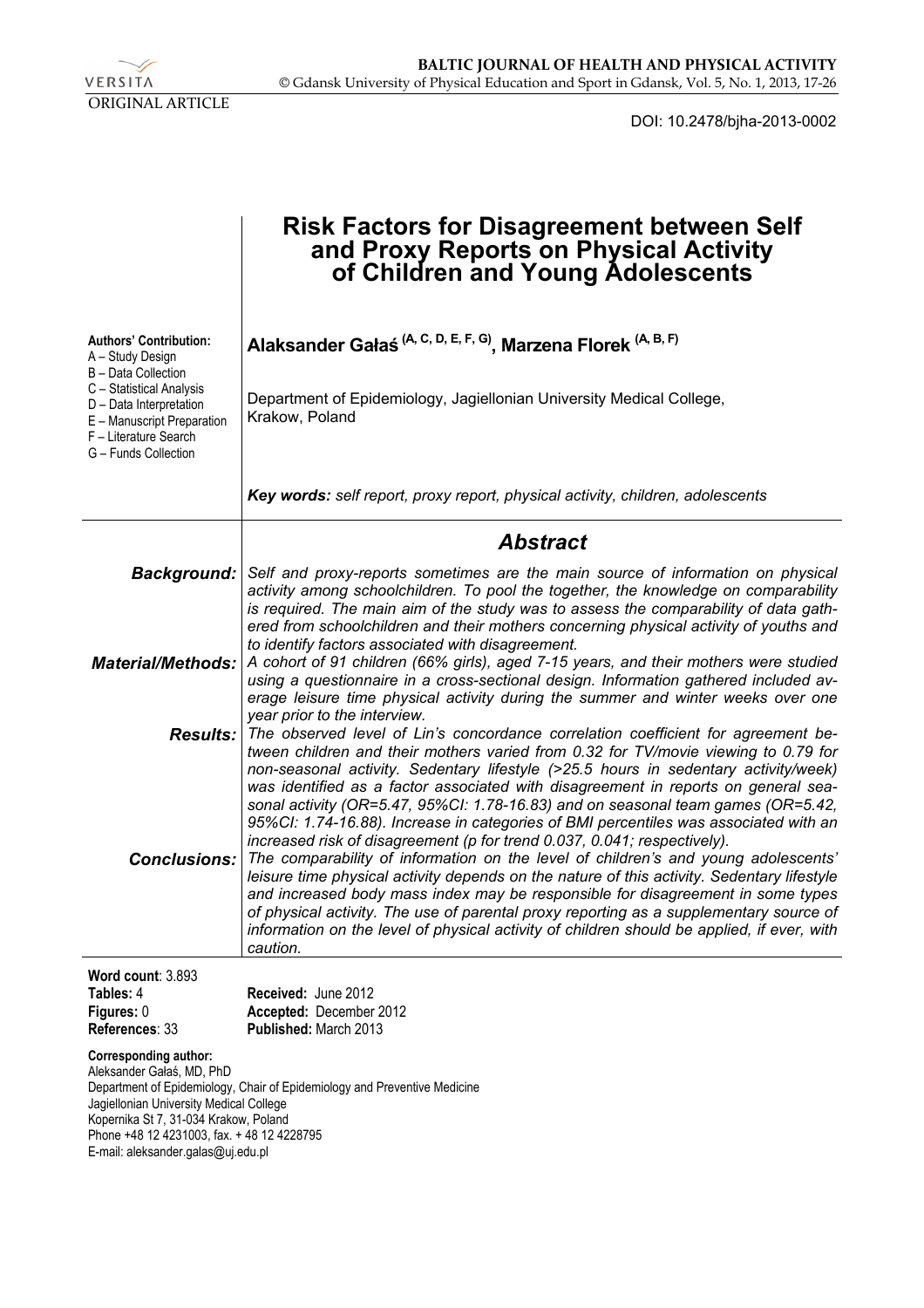ORIGINAL ARTICLE

DOI: 10.2478/bjha-2013-0002

# Risk Factors for Disagreement between Self and Proxy Reports on Physical Activity of Children and Young Adolescents

**Authors' Contribution:**
A – Study Design
B – Data Collection
C – Statistical Analysis
D – Data Interpretation
E – Manuscript Preparation
F – Literature Search
G – Funds Collection

**Alaksander Gałaś (A, C, D, E, F, G), Marzena Florek (A, B, F)**

Department of Epidemiology, Jagiellonian University Medical College, Krakow, Poland

***Key words:*** *self report, proxy report, physical activity, children, adolescents*

## *Abstract*

***Background:*** *Self and proxy-reports sometimes are the main source of information on physical activity among schoolchildren. To pool the together, the knowledge on comparability is required. The main aim of the study was to assess the comparability of data gathered from schoolchildren and their mothers concerning physical activity of youths and to identify factors associated with disagreement.*

***Material/Methods:*** *A cohort of 91 children (66% girls), aged 7-15 years, and their mothers were studied using a questionnaire in a cross-sectional design. Information gathered included average leisure time physical activity during the summer and winter weeks over one year prior to the interview.*

***Results:*** *The observed level of Lin's concordance correlation coefficient for agreement between children and their mothers varied from 0.32 for TV/movie viewing to 0.79 for non-seasonal activity. Sedentary lifestyle (>25.5 hours in sedentary activity/week) was identified as a factor associated with disagreement in reports on general seasonal activity (OR=5.47, 95%CI: 1.78-16.83) and on seasonal team games (OR=5.42, 95%CI: 1.74-16.88). Increase in categories of BMI percentiles was associated with an increased risk of disagreement (p for trend 0.037, 0.041; respectively).*

***Conclusions:*** *The comparability of information on the level of children's and young adolescents' leisure time physical activity depends on the nature of this activity. Sedentary lifestyle and increased body mass index may be responsible for disagreement in some types of physical activity. The use of parental proxy reporting as a supplementary source of information on the level of physical activity of children should be applied, if ever, with caution.*

**Word count**: 3.893
**Tables:** 4
**Figures:** 0
**References**: 33

**Received:** June 2012
**Accepted:** December 2012
**Published:** March 2013

**Corresponding author:**
Aleksander Gałaś, MD, PhD
Department of Epidemiology, Chair of Epidemiology and Preventive Medicine
Jagiellonian University Medical College
Kopernika St 7, 31-034 Krakow, Poland
Phone +48 12 4231003, fax. + 48 12 4228795
E-mail: aleksander.galas@uj.edu.pl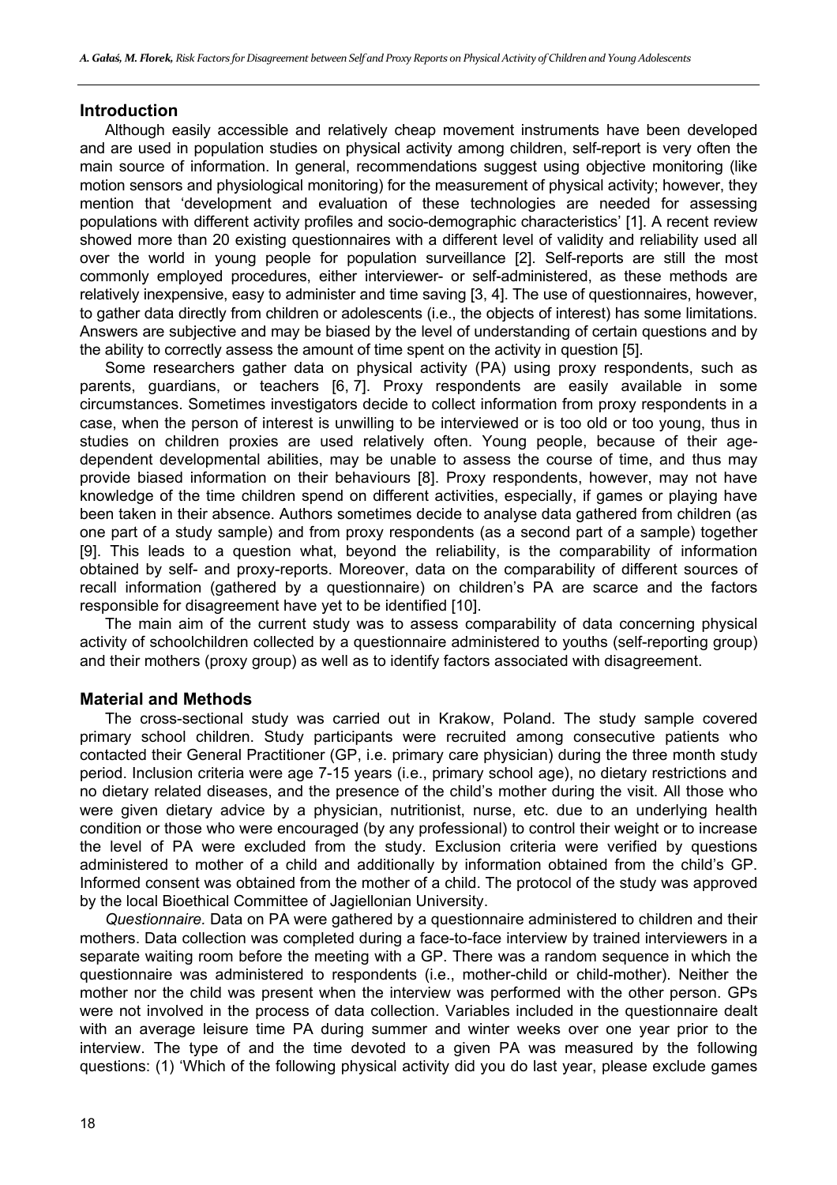## Introduction

Although easily accessible and relatively cheap movement instruments have been developed and are used in population studies on physical activity among children, self-report is very often the main source of information. In general, recommendations suggest using objective monitoring (like motion sensors and physiological monitoring) for the measurement of physical activity; however, they mention that 'development and evaluation of these technologies are needed for assessing populations with different activity profiles and socio-demographic characteristics' [1]. A recent review showed more than 20 existing questionnaires with a different level of validity and reliability used all over the world in young people for population surveillance [2]. Self-reports are still the most commonly employed procedures, either interviewer- or self-administered, as these methods are relatively inexpensive, easy to administer and time saving [3, 4]. The use of questionnaires, however, to gather data directly from children or adolescents (i.e., the objects of interest) has some limitations. Answers are subjective and may be biased by the level of understanding of certain questions and by the ability to correctly assess the amount of time spent on the activity in question [5].

Some researchers gather data on physical activity (PA) using proxy respondents, such as parents, guardians, or teachers [6, 7]. Proxy respondents are easily available in some circumstances. Sometimes investigators decide to collect information from proxy respondents in a case, when the person of interest is unwilling to be interviewed or is too old or too young, thus in studies on children proxies are used relatively often. Young people, because of their age-dependent developmental abilities, may be unable to assess the course of time, and thus may provide biased information on their behaviours [8]. Proxy respondents, however, may not have knowledge of the time children spend on different activities, especially, if games or playing have been taken in their absence. Authors sometimes decide to analyse data gathered from children (as one part of a study sample) and from proxy respondents (as a second part of a sample) together [9]. This leads to a question what, beyond the reliability, is the comparability of information obtained by self- and proxy-reports. Moreover, data on the comparability of different sources of recall information (gathered by a questionnaire) on children's PA are scarce and the factors responsible for disagreement have yet to be identified [10].

The main aim of the current study was to assess comparability of data concerning physical activity of schoolchildren collected by a questionnaire administered to youths (self-reporting group) and their mothers (proxy group) as well as to identify factors associated with disagreement.

## Material and Methods

The cross-sectional study was carried out in Krakow, Poland. The study sample covered primary school children. Study participants were recruited among consecutive patients who contacted their General Practitioner (GP, i.e. primary care physician) during the three month study period. Inclusion criteria were age 7-15 years (i.e., primary school age), no dietary restrictions and no dietary related diseases, and the presence of the child's mother during the visit. All those who were given dietary advice by a physician, nutritionist, nurse, etc. due to an underlying health condition or those who were encouraged (by any professional) to control their weight or to increase the level of PA were excluded from the study. Exclusion criteria were verified by questions administered to mother of a child and additionally by information obtained from the child's GP. Informed consent was obtained from the mother of a child. The protocol of the study was approved by the local Bioethical Committee of Jagiellonian University.

*Questionnaire.* Data on PA were gathered by a questionnaire administered to children and their mothers. Data collection was completed during a face-to-face interview by trained interviewers in a separate waiting room before the meeting with a GP. There was a random sequence in which the questionnaire was administered to respondents (i.e., mother-child or child-mother). Neither the mother nor the child was present when the interview was performed with the other person. GPs were not involved in the process of data collection. Variables included in the questionnaire dealt with an average leisure time PA during summer and winter weeks over one year prior to the interview. The type of and the time devoted to a given PA was measured by the following questions: (1) 'Which of the following physical activity did you do last year, please exclude games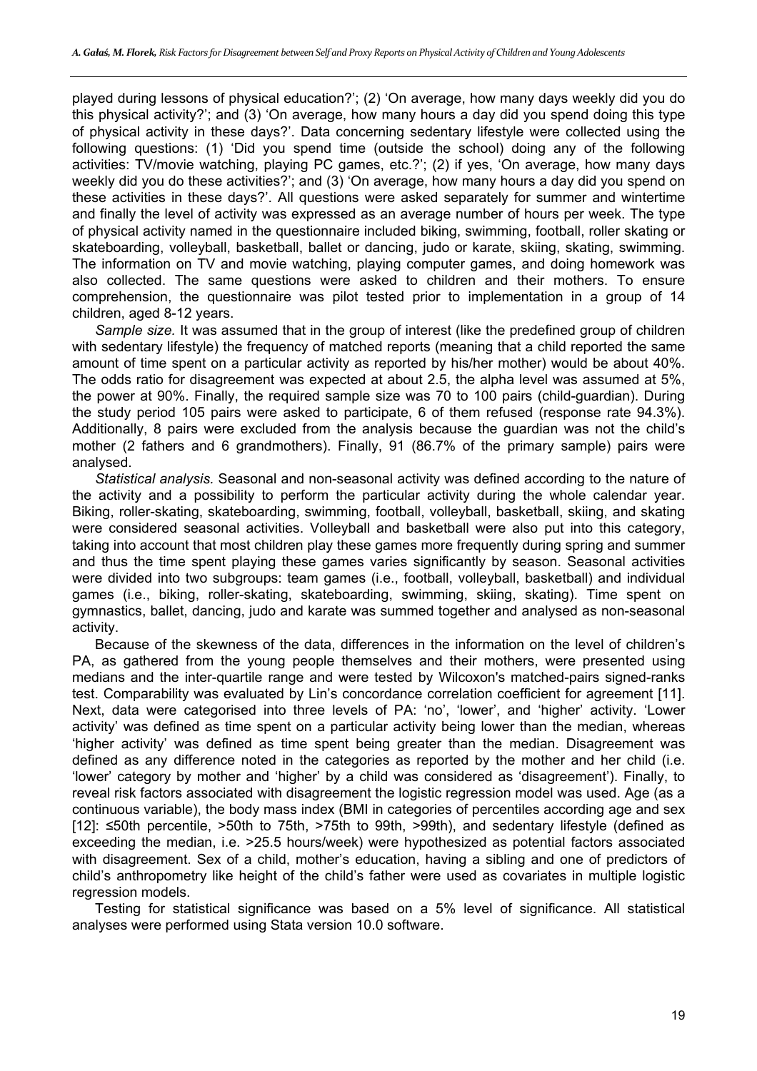played during lessons of physical education?'; (2) 'On average, how many days weekly did you do this physical activity?'; and (3) 'On average, how many hours a day did you spend doing this type of physical activity in these days?'. Data concerning sedentary lifestyle were collected using the following questions: (1) 'Did you spend time (outside the school) doing any of the following activities: TV/movie watching, playing PC games, etc.?'; (2) if yes, 'On average, how many days weekly did you do these activities?'; and (3) 'On average, how many hours a day did you spend on these activities in these days?'. All questions were asked separately for summer and wintertime and finally the level of activity was expressed as an average number of hours per week. The type of physical activity named in the questionnaire included biking, swimming, football, roller skating or skateboarding, volleyball, basketball, ballet or dancing, judo or karate, skiing, skating, swimming. The information on TV and movie watching, playing computer games, and doing homework was also collected. The same questions were asked to children and their mothers. To ensure comprehension, the questionnaire was pilot tested prior to implementation in a group of 14 children, aged 8-12 years.

*Sample size.* It was assumed that in the group of interest (like the predefined group of children with sedentary lifestyle) the frequency of matched reports (meaning that a child reported the same amount of time spent on a particular activity as reported by his/her mother) would be about 40%. The odds ratio for disagreement was expected at about 2.5, the alpha level was assumed at 5%, the power at 90%. Finally, the required sample size was 70 to 100 pairs (child-guardian). During the study period 105 pairs were asked to participate, 6 of them refused (response rate 94.3%). Additionally, 8 pairs were excluded from the analysis because the guardian was not the child's mother (2 fathers and 6 grandmothers). Finally, 91 (86.7% of the primary sample) pairs were analysed.

*Statistical analysis.* Seasonal and non-seasonal activity was defined according to the nature of the activity and a possibility to perform the particular activity during the whole calendar year. Biking, roller-skating, skateboarding, swimming, football, volleyball, basketball, skiing, and skating were considered seasonal activities. Volleyball and basketball were also put into this category, taking into account that most children play these games more frequently during spring and summer and thus the time spent playing these games varies significantly by season. Seasonal activities were divided into two subgroups: team games (i.e., football, volleyball, basketball) and individual games (i.e., biking, roller-skating, skateboarding, swimming, skiing, skating). Time spent on gymnastics, ballet, dancing, judo and karate was summed together and analysed as non-seasonal activity.

Because of the skewness of the data, differences in the information on the level of children's PA, as gathered from the young people themselves and their mothers, were presented using medians and the inter-quartile range and were tested by Wilcoxon's matched-pairs signed-ranks test. Comparability was evaluated by Lin's concordance correlation coefficient for agreement [11]. Next, data were categorised into three levels of PA: 'no', 'lower', and 'higher' activity. 'Lower activity' was defined as time spent on a particular activity being lower than the median, whereas 'higher activity' was defined as time spent being greater than the median. Disagreement was defined as any difference noted in the categories as reported by the mother and her child (i.e. 'lower' category by mother and 'higher' by a child was considered as 'disagreement'). Finally, to reveal risk factors associated with disagreement the logistic regression model was used. Age (as a continuous variable), the body mass index (BMI in categories of percentiles according age and sex [12]: ≤50th percentile, >50th to 75th, >75th to 99th, >99th), and sedentary lifestyle (defined as exceeding the median, i.e. >25.5 hours/week) were hypothesized as potential factors associated with disagreement. Sex of a child, mother's education, having a sibling and one of predictors of child's anthropometry like height of the child's father were used as covariates in multiple logistic regression models.

Testing for statistical significance was based on a 5% level of significance. All statistical analyses were performed using Stata version 10.0 software.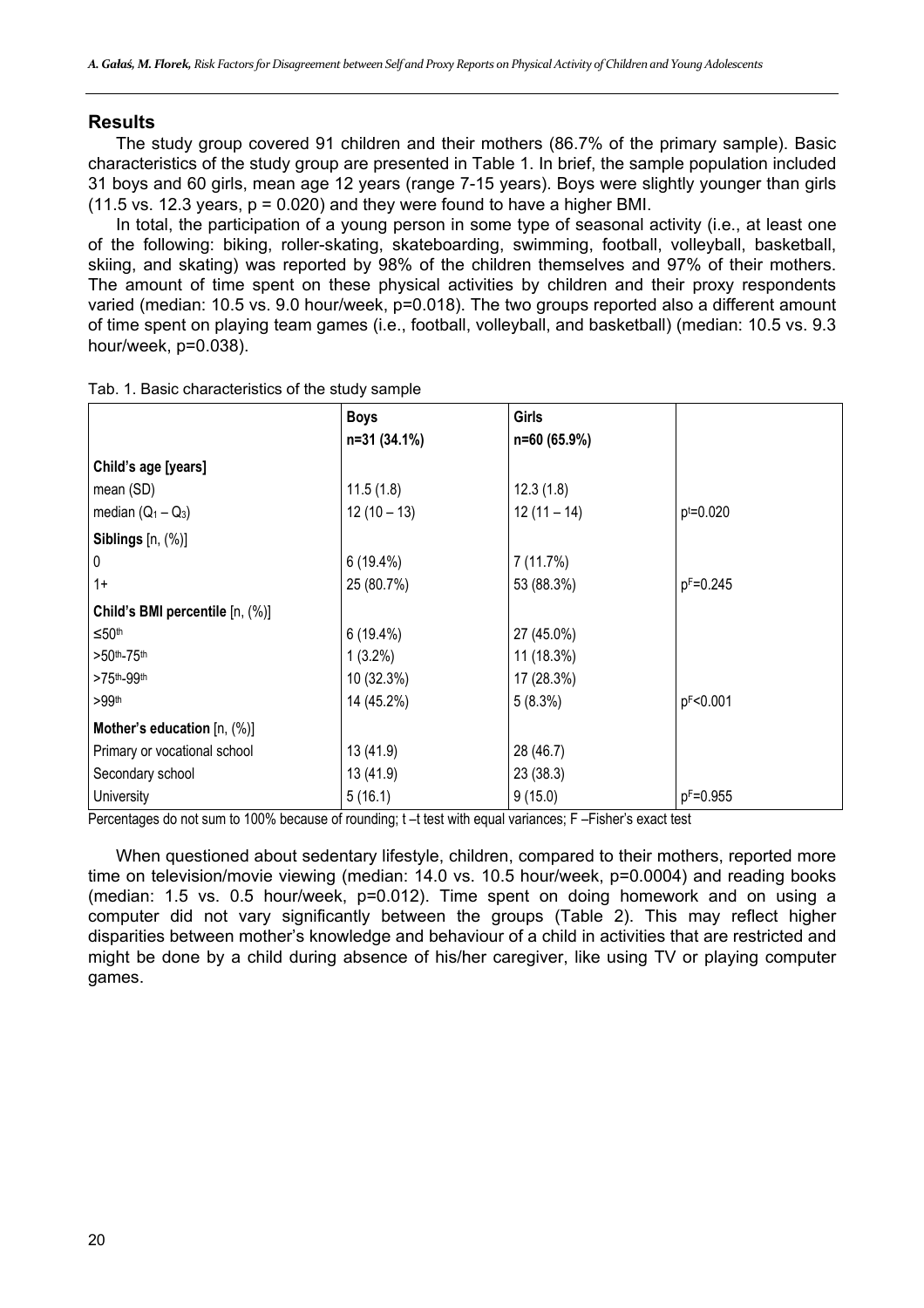## Results

The study group covered 91 children and their mothers (86.7% of the primary sample). Basic characteristics of the study group are presented in Table 1. In brief, the sample population included 31 boys and 60 girls, mean age 12 years (range 7-15 years). Boys were slightly younger than girls (11.5 vs. 12.3 years, $p = 0.020$) and they were found to have a higher BMI.

In total, the participation of a young person in some type of seasonal activity (i.e., at least one of the following: biking, roller-skating, skateboarding, swimming, football, volleyball, basketball, skiing, and skating) was reported by 98% of the children themselves and 97% of their mothers. The amount of time spent on these physical activities by children and their proxy respondents varied (median: 10.5 vs. 9.0 hour/week, $p=0.018$). The two groups reported also a different amount of time spent on playing team games (i.e., football, volleyball, and basketball) (median: 10.5 vs. 9.3 hour/week, $p=0.038$).

Tab. 1. Basic characteristics of the study sample

| | **Boys** n=31 (34.1%) | **Girls** n=60 (65.9%) | |
|---|---|---|---|
| **Child's age [years]** | | | |
| mean (SD) | 11.5 (1.8) | 12.3 (1.8) | |
| median ($Q_1 - Q_3$) | 12 (10 – 13) | 12 (11 – 14) | $p^t=0.020$ |
| **Siblings** [n, (%)] | | | |
| 0 | 6 (19.4%) | 7 (11.7%) | |
| 1+ | 25 (80.7%) | 53 (88.3%) | $p^F=0.245$ |
| **Child's BMI percentile** [n, (%)] | | | |
| ≤50$^{th}$ | 6 (19.4%) | 27 (45.0%) | |
| >50$^{th}$-75$^{th}$ | 1 (3.2%) | 11 (18.3%) | |
| >75$^{th}$-99$^{th}$ | 10 (32.3%) | 17 (28.3%) | |
| >99$^{th}$ | 14 (45.2%) | 5 (8.3%) | $p^F<0.001$ |
| **Mother's education** [n, (%)] | | | |
| Primary or vocational school | 13 (41.9) | 28 (46.7) | |
| Secondary school | 13 (41.9) | 23 (38.3) | |
| University | 5 (16.1) | 9 (15.0) | $p^F=0.955$ |

Percentages do not sum to 100% because of rounding; t –t test with equal variances; F –Fisher's exact test

When questioned about sedentary lifestyle, children, compared to their mothers, reported more time on television/movie viewing (median: 14.0 vs. 10.5 hour/week, $p=0.0004$) and reading books (median: 1.5 vs. 0.5 hour/week, $p=0.012$). Time spent on doing homework and on using a computer did not vary significantly between the groups (Table 2). This may reflect higher disparities between mother's knowledge and behaviour of a child in activities that are restricted and might be done by a child during absence of his/her caregiver, like using TV or playing computer games.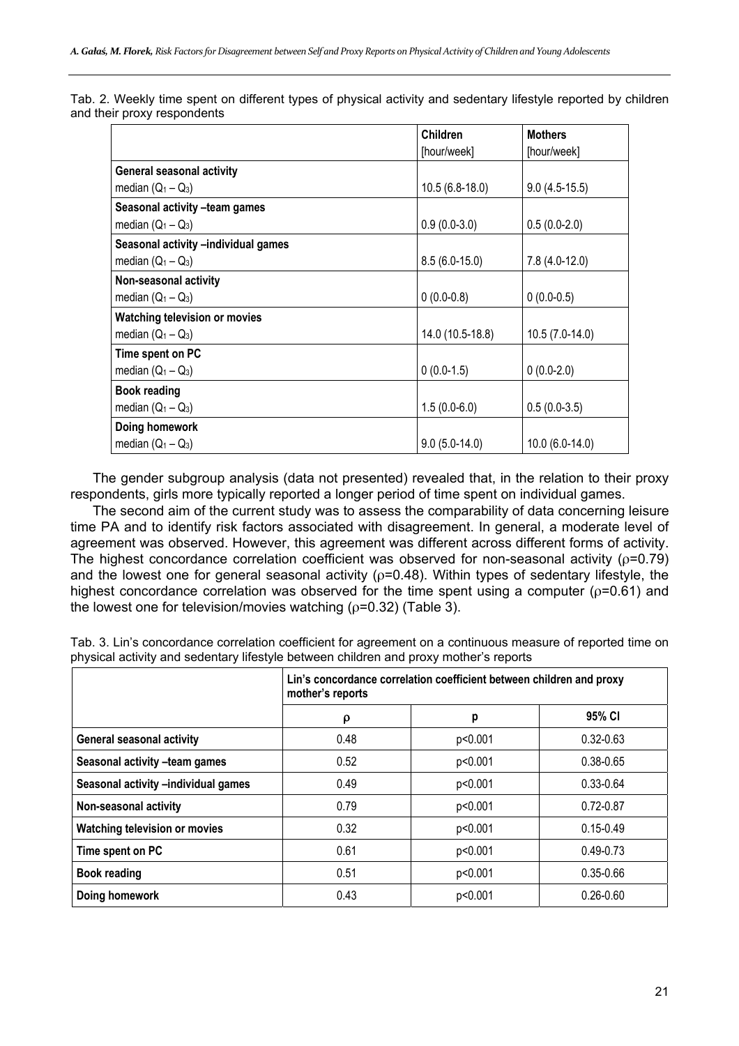Tab. 2. Weekly time spent on different types of physical activity and sedentary lifestyle reported by children and their proxy respondents

| | Children [hour/week] | Mothers [hour/week] |
|---|---|---|
| **General seasonal activity** median ($Q_1 - Q_3$) | 10.5 (6.8-18.0) | 9.0 (4.5-15.5) |
| **Seasonal activity –team games** median ($Q_1 - Q_3$) | 0.9 (0.0-3.0) | 0.5 (0.0-2.0) |
| **Seasonal activity –individual games** median ($Q_1 - Q_3$) | 8.5 (6.0-15.0) | 7.8 (4.0-12.0) |
| **Non-seasonal activity** median ($Q_1 - Q_3$) | 0 (0.0-0.8) | 0 (0.0-0.5) |
| **Watching television or movies** median ($Q_1 - Q_3$) | 14.0 (10.5-18.8) | 10.5 (7.0-14.0) |
| **Time spent on PC** median ($Q_1 - Q_3$) | 0 (0.0-1.5) | 0 (0.0-2.0) |
| **Book reading** median ($Q_1 - Q_3$) | 1.5 (0.0-6.0) | 0.5 (0.0-3.5) |
| **Doing homework** median ($Q_1 - Q_3$) | 9.0 (5.0-14.0) | 10.0 (6.0-14.0) |

The gender subgroup analysis (data not presented) revealed that, in the relation to their proxy respondents, girls more typically reported a longer period of time spent on individual games.

The second aim of the current study was to assess the comparability of data concerning leisure time PA and to identify risk factors associated with disagreement. In general, a moderate level of agreement was observed. However, this agreement was different across different forms of activity. The highest concordance correlation coefficient was observed for non-seasonal activity ($\rho$=0.79) and the lowest one for general seasonal activity ($\rho$=0.48). Within types of sedentary lifestyle, the highest concordance correlation was observed for the time spent using a computer ($\rho$=0.61) and the lowest one for television/movies watching ($\rho$=0.32) (Table 3).

Tab. 3. Lin's concordance correlation coefficient for agreement on a continuous measure of reported time on physical activity and sedentary lifestyle between children and proxy mother's reports

| | Lin's concordance correlation coefficient between children and proxy mother's reports | | |
|---|---|---|---|
| | $\rho$ | p | 95% CI |
| **General seasonal activity** | 0.48 | p<0.001 | 0.32-0.63 |
| **Seasonal activity –team games** | 0.52 | p<0.001 | 0.38-0.65 |
| **Seasonal activity –individual games** | 0.49 | p<0.001 | 0.33-0.64 |
| **Non-seasonal activity** | 0.79 | p<0.001 | 0.72-0.87 |
| **Watching television or movies** | 0.32 | p<0.001 | 0.15-0.49 |
| **Time spent on PC** | 0.61 | p<0.001 | 0.49-0.73 |
| **Book reading** | 0.51 | p<0.001 | 0.35-0.66 |
| **Doing homework** | 0.43 | p<0.001 | 0.26-0.60 |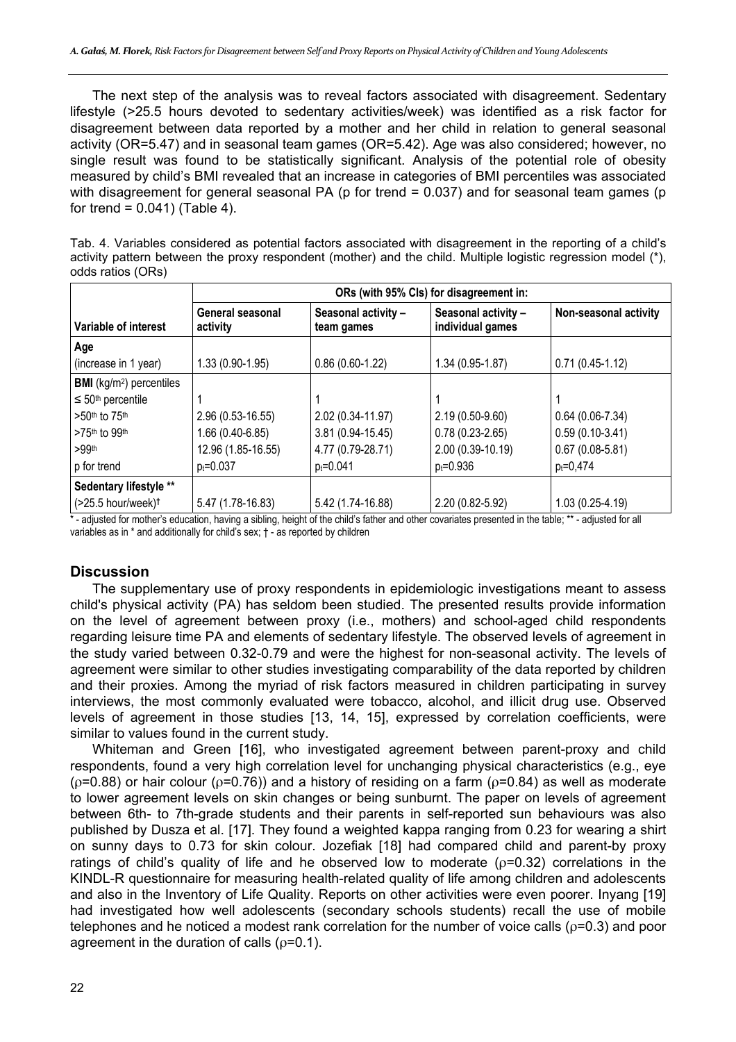The next step of the analysis was to reveal factors associated with disagreement. Sedentary lifestyle (>25.5 hours devoted to sedentary activities/week) was identified as a risk factor for disagreement between data reported by a mother and her child in relation to general seasonal activity (OR=5.47) and in seasonal team games (OR=5.42). Age was also considered; however, no single result was found to be statistically significant. Analysis of the potential role of obesity measured by child's BMI revealed that an increase in categories of BMI percentiles was associated with disagreement for general seasonal PA (p for trend = 0.037) and for seasonal team games (p for trend = 0.041) (Table 4).

Tab. 4. Variables considered as potential factors associated with disagreement in the reporting of a child's activity pattern between the proxy respondent (mother) and the child. Multiple logistic regression model (*), odds ratios (ORs)

| | ORs (with 95% CIs) for disagreement in: | | | |
|---|---|---|---|---|
| **Variable of interest** | **General seasonal activity** | **Seasonal activity – team games** | **Seasonal activity – individual games** | **Non-seasonal activity** |
| **Age** | | | | |
| (increase in 1 year) | 1.33 (0.90-1.95) | 0.86 (0.60-1.22) | 1.34 (0.95-1.87) | 0.71 (0.45-1.12) |
| **BMI** ($kg/m^2$) percentiles | | | | |
| ≤ 50th percentile | 1 | 1 | 1 | 1 |
| >50th to 75th | 2.96 (0.53-16.55) | 2.02 (0.34-11.97) | 2.19 (0.50-9.60) | 0.64 (0.06-7.34) |
| >75th to 99th | 1.66 (0.40-6.85) | 3.81 (0.94-15.45) | 0.78 (0.23-2.65) | 0.59 (0.10-3.41) |
| >99th | 12.96 (1.85-16.55) | 4.77 (0.79-28.71) | 2.00 (0.39-10.19) | 0.67 (0.08-5.81) |
| p for trend | $p_t$=0.037 | $p_t$=0.041 | $p_t$=0.936 | $p_t$=0,474 |
| **Sedentary lifestyle \*\*** | | | | |
| (>25.5 hour/week)† | 5.47 (1.78-16.83) | 5.42 (1.74-16.88) | 2.20 (0.82-5.92) | 1.03 (0.25-4.19) |

\* - adjusted for mother's education, having a sibling, height of the child's father and other covariates presented in the table; \*\* - adjusted for all variables as in \* and additionally for child's sex; † - as reported by children

## Discussion

The supplementary use of proxy respondents in epidemiologic investigations meant to assess child's physical activity (PA) has seldom been studied. The presented results provide information on the level of agreement between proxy (i.e., mothers) and school-aged child respondents regarding leisure time PA and elements of sedentary lifestyle. The observed levels of agreement in the study varied between 0.32-0.79 and were the highest for non-seasonal activity. The levels of agreement were similar to other studies investigating comparability of the data reported by children and their proxies. Among the myriad of risk factors measured in children participating in survey interviews, the most commonly evaluated were tobacco, alcohol, and illicit drug use. Observed levels of agreement in those studies [13, 14, 15], expressed by correlation coefficients, were similar to values found in the current study.

Whiteman and Green [16], who investigated agreement between parent-proxy and child respondents, found a very high correlation level for unchanging physical characteristics (e.g., eye ($\rho$=0.88) or hair colour ($\rho$=0.76)) and a history of residing on a farm ($\rho$=0.84) as well as moderate to lower agreement levels on skin changes or being sunburnt. The paper on levels of agreement between 6th- to 7th-grade students and their parents in self-reported sun behaviours was also published by Dusza et al. [17]. They found a weighted kappa ranging from 0.23 for wearing a shirt on sunny days to 0.73 for skin colour. Jozefiak [18] had compared child and parent-by proxy ratings of child's quality of life and he observed low to moderate ($\rho$=0.32) correlations in the KINDL-R questionnaire for measuring health-related quality of life among children and adolescents and also in the Inventory of Life Quality. Reports on other activities were even poorer. Inyang [19] had investigated how well adolescents (secondary schools students) recall the use of mobile telephones and he noticed a modest rank correlation for the number of voice calls ($\rho$=0.3) and poor agreement in the duration of calls ($\rho$=0.1).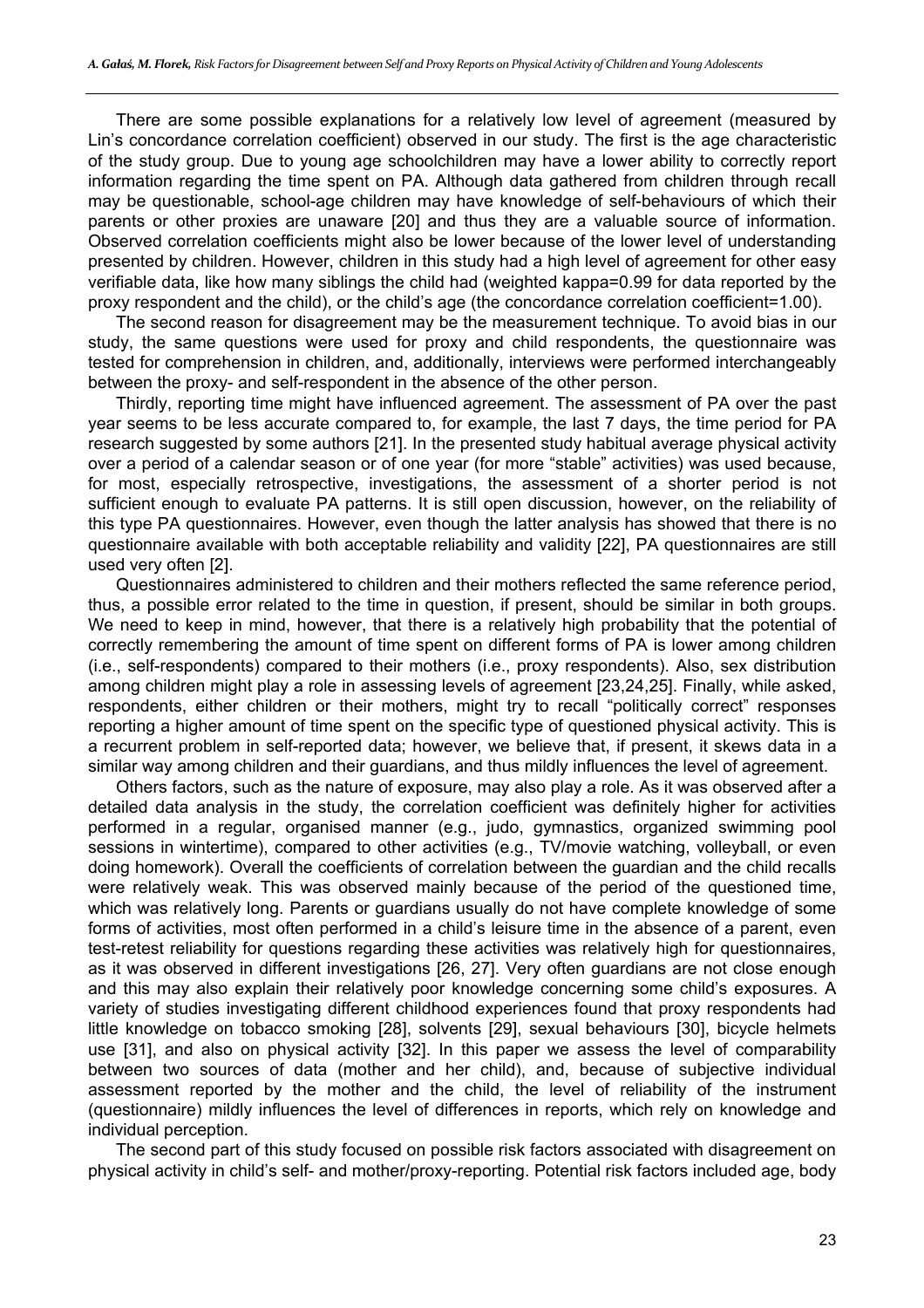There are some possible explanations for a relatively low level of agreement (measured by Lin's concordance correlation coefficient) observed in our study. The first is the age characteristic of the study group. Due to young age schoolchildren may have a lower ability to correctly report information regarding the time spent on PA. Although data gathered from children through recall may be questionable, school-age children may have knowledge of self-behaviours of which their parents or other proxies are unaware [20] and thus they are a valuable source of information. Observed correlation coefficients might also be lower because of the lower level of understanding presented by children. However, children in this study had a high level of agreement for other easy verifiable data, like how many siblings the child had (weighted kappa=0.99 for data reported by the proxy respondent and the child), or the child's age (the concordance correlation coefficient=1.00).

The second reason for disagreement may be the measurement technique. To avoid bias in our study, the same questions were used for proxy and child respondents, the questionnaire was tested for comprehension in children, and, additionally, interviews were performed interchangeably between the proxy- and self-respondent in the absence of the other person.

Thirdly, reporting time might have influenced agreement. The assessment of PA over the past year seems to be less accurate compared to, for example, the last 7 days, the time period for PA research suggested by some authors [21]. In the presented study habitual average physical activity over a period of a calendar season or of one year (for more "stable" activities) was used because, for most, especially retrospective, investigations, the assessment of a shorter period is not sufficient enough to evaluate PA patterns. It is still open discussion, however, on the reliability of this type PA questionnaires. However, even though the latter analysis has showed that there is no questionnaire available with both acceptable reliability and validity [22], PA questionnaires are still used very often [2].

Questionnaires administered to children and their mothers reflected the same reference period, thus, a possible error related to the time in question, if present, should be similar in both groups. We need to keep in mind, however, that there is a relatively high probability that the potential of correctly remembering the amount of time spent on different forms of PA is lower among children (i.e., self-respondents) compared to their mothers (i.e., proxy respondents). Also, sex distribution among children might play a role in assessing levels of agreement [23,24,25]. Finally, while asked, respondents, either children or their mothers, might try to recall "politically correct" responses reporting a higher amount of time spent on the specific type of questioned physical activity. This is a recurrent problem in self-reported data; however, we believe that, if present, it skews data in a similar way among children and their guardians, and thus mildly influences the level of agreement.

Others factors, such as the nature of exposure, may also play a role. As it was observed after a detailed data analysis in the study, the correlation coefficient was definitely higher for activities performed in a regular, organised manner (e.g., judo, gymnastics, organized swimming pool sessions in wintertime), compared to other activities (e.g., TV/movie watching, volleyball, or even doing homework). Overall the coefficients of correlation between the guardian and the child recalls were relatively weak. This was observed mainly because of the period of the questioned time, which was relatively long. Parents or guardians usually do not have complete knowledge of some forms of activities, most often performed in a child's leisure time in the absence of a parent, even test-retest reliability for questions regarding these activities was relatively high for questionnaires, as it was observed in different investigations [26, 27]. Very often guardians are not close enough and this may also explain their relatively poor knowledge concerning some child's exposures. A variety of studies investigating different childhood experiences found that proxy respondents had little knowledge on tobacco smoking [28], solvents [29], sexual behaviours [30], bicycle helmets use [31], and also on physical activity [32]. In this paper we assess the level of comparability between two sources of data (mother and her child), and, because of subjective individual assessment reported by the mother and the child, the level of reliability of the instrument (questionnaire) mildly influences the level of differences in reports, which rely on knowledge and individual perception.

The second part of this study focused on possible risk factors associated with disagreement on physical activity in child's self- and mother/proxy-reporting. Potential risk factors included age, body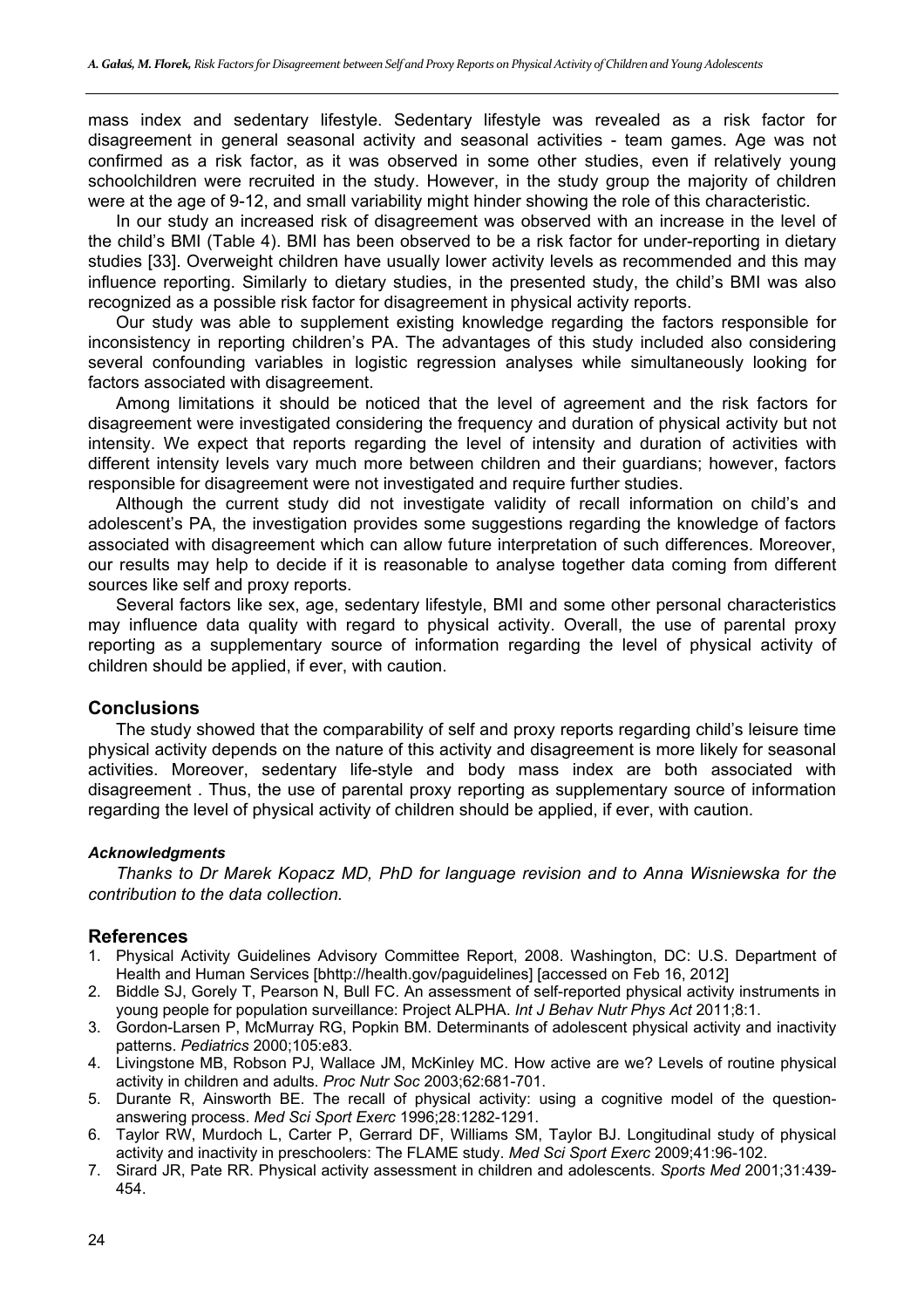mass index and sedentary lifestyle. Sedentary lifestyle was revealed as a risk factor for disagreement in general seasonal activity and seasonal activities - team games. Age was not confirmed as a risk factor, as it was observed in some other studies, even if relatively young schoolchildren were recruited in the study. However, in the study group the majority of children were at the age of 9-12, and small variability might hinder showing the role of this characteristic.

In our study an increased risk of disagreement was observed with an increase in the level of the child's BMI (Table 4). BMI has been observed to be a risk factor for under-reporting in dietary studies [33]. Overweight children have usually lower activity levels as recommended and this may influence reporting. Similarly to dietary studies, in the presented study, the child's BMI was also recognized as a possible risk factor for disagreement in physical activity reports.

Our study was able to supplement existing knowledge regarding the factors responsible for inconsistency in reporting children's PA. The advantages of this study included also considering several confounding variables in logistic regression analyses while simultaneously looking for factors associated with disagreement.

Among limitations it should be noticed that the level of agreement and the risk factors for disagreement were investigated considering the frequency and duration of physical activity but not intensity. We expect that reports regarding the level of intensity and duration of activities with different intensity levels vary much more between children and their guardians; however, factors responsible for disagreement were not investigated and require further studies.

Although the current study did not investigate validity of recall information on child's and adolescent's PA, the investigation provides some suggestions regarding the knowledge of factors associated with disagreement which can allow future interpretation of such differences. Moreover, our results may help to decide if it is reasonable to analyse together data coming from different sources like self and proxy reports.

Several factors like sex, age, sedentary lifestyle, BMI and some other personal characteristics may influence data quality with regard to physical activity. Overall, the use of parental proxy reporting as a supplementary source of information regarding the level of physical activity of children should be applied, if ever, with caution.

## Conclusions

The study showed that the comparability of self and proxy reports regarding child's leisure time physical activity depends on the nature of this activity and disagreement is more likely for seasonal activities. Moreover, sedentary life-style and body mass index are both associated with disagreement . Thus, the use of parental proxy reporting as supplementary source of information regarding the level of physical activity of children should be applied, if ever, with caution.

### *Acknowledgments*

*Thanks to Dr Marek Kopacz MD, PhD for language revision and to Anna Wisniewska for the contribution to the data collection.*

## References

1. Physical Activity Guidelines Advisory Committee Report, 2008. Washington, DC: U.S. Department of Health and Human Services [bhttp://health.gov/paguidelines] [accessed on Feb 16, 2012]
2. Biddle SJ, Gorely T, Pearson N, Bull FC. An assessment of self-reported physical activity instruments in young people for population surveillance: Project ALPHA. *Int J Behav Nutr Phys Act* 2011;8:1.
3. Gordon-Larsen P, McMurray RG, Popkin BM. Determinants of adolescent physical activity and inactivity patterns. *Pediatrics* 2000;105:e83.
4. Livingstone MB, Robson PJ, Wallace JM, McKinley MC. How active are we? Levels of routine physical activity in children and adults. *Proc Nutr Soc* 2003;62:681-701.
5. Durante R, Ainsworth BE. The recall of physical activity: using a cognitive model of the question-answering process. *Med Sci Sport Exerc* 1996;28:1282-1291.
6. Taylor RW, Murdoch L, Carter P, Gerrard DF, Williams SM, Taylor BJ. Longitudinal study of physical activity and inactivity in preschoolers: The FLAME study. *Med Sci Sport Exerc* 2009;41:96-102.
7. Sirard JR, Pate RR. Physical activity assessment in children and adolescents. *Sports Med* 2001;31:439-454.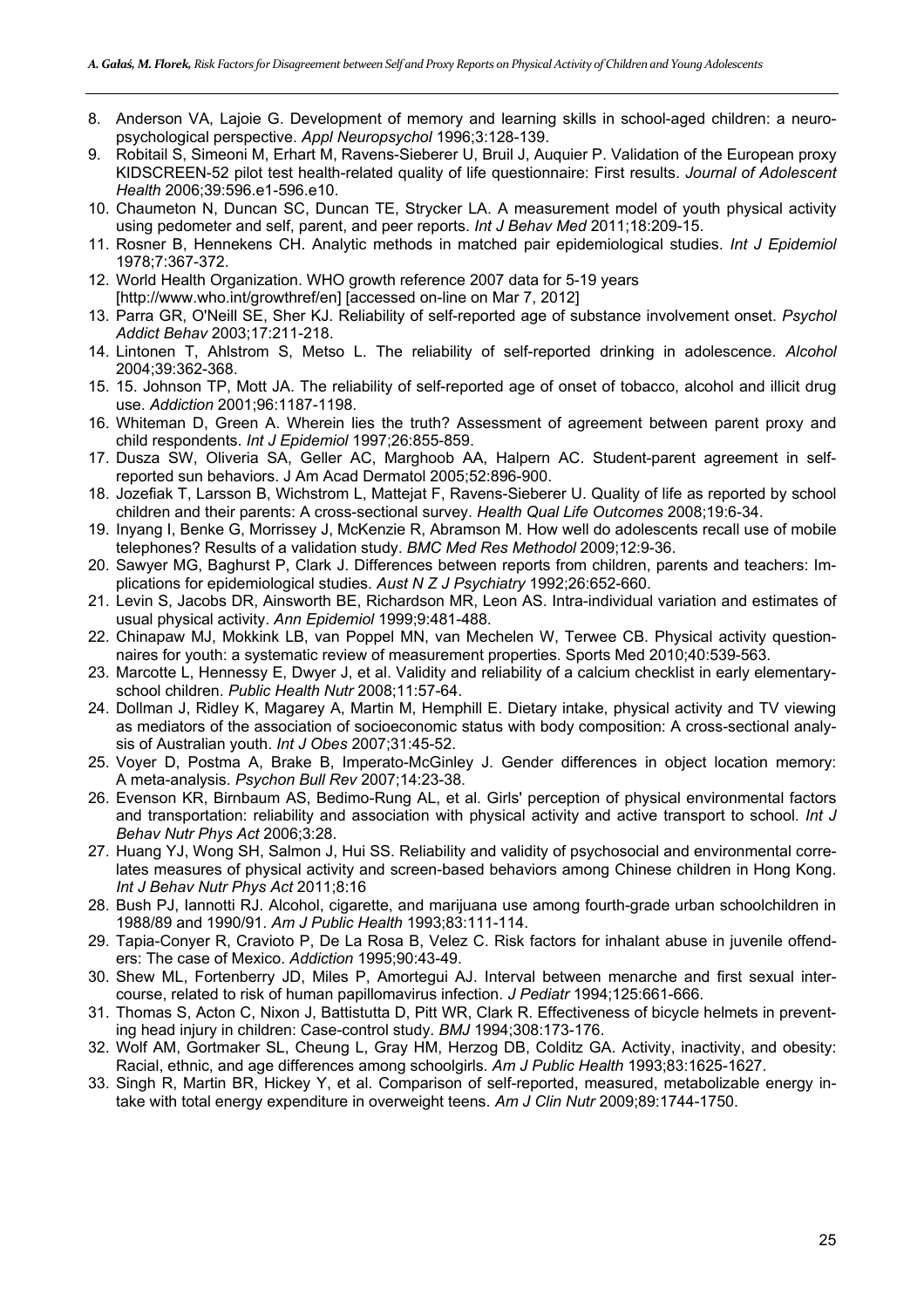8. Anderson VA, Lajoie G. Development of memory and learning skills in school-aged children: a neuropsychological perspective. *Appl Neuropsychol* 1996;3:128-139.
9. Robitail S, Simeoni M, Erhart M, Ravens-Sieberer U, Bruil J, Auquier P. Validation of the European proxy KIDSCREEN-52 pilot test health-related quality of life questionnaire: First results. *Journal of Adolescent Health* 2006;39:596.e1-596.e10.
10. Chaumeton N, Duncan SC, Duncan TE, Strycker LA. A measurement model of youth physical activity using pedometer and self, parent, and peer reports. *Int J Behav Med* 2011;18:209-15.
11. Rosner B, Hennekens CH. Analytic methods in matched pair epidemiological studies. *Int J Epidemiol* 1978;7:367-372.
12. World Health Organization. WHO growth reference 2007 data for 5-19 years [http://www.who.int/growthref/en] [accessed on-line on Mar 7, 2012]
13. Parra GR, O'Neill SE, Sher KJ. Reliability of self-reported age of substance involvement onset. *Psychol Addict Behav* 2003;17:211-218.
14. Lintonen T, Ahlstrom S, Metso L. The reliability of self-reported drinking in adolescence. *Alcohol* 2004;39:362-368.
15. 15. Johnson TP, Mott JA. The reliability of self-reported age of onset of tobacco, alcohol and illicit drug use. *Addiction* 2001;96:1187-1198.
16. Whiteman D, Green A. Wherein lies the truth? Assessment of agreement between parent proxy and child respondents. *Int J Epidemiol* 1997;26:855-859.
17. Dusza SW, Oliveria SA, Geller AC, Marghoob AA, Halpern AC. Student-parent agreement in self-reported sun behaviors. J Am Acad Dermatol 2005;52:896-900.
18. Jozefiak T, Larsson B, Wichstrom L, Mattejat F, Ravens-Sieberer U. Quality of life as reported by school children and their parents: A cross-sectional survey. *Health Qual Life Outcomes* 2008;19:6-34.
19. Inyang I, Benke G, Morrissey J, McKenzie R, Abramson M. How well do adolescents recall use of mobile telephones? Results of a validation study. *BMC Med Res Methodol* 2009;12:9-36.
20. Sawyer MG, Baghurst P, Clark J. Differences between reports from children, parents and teachers: Implications for epidemiological studies. *Aust N Z J Psychiatry* 1992;26:652-660.
21. Levin S, Jacobs DR, Ainsworth BE, Richardson MR, Leon AS. Intra-individual variation and estimates of usual physical activity. *Ann Epidemiol* 1999;9:481-488.
22. Chinapaw MJ, Mokkink LB, van Poppel MN, van Mechelen W, Terwee CB. Physical activity questionnaires for youth: a systematic review of measurement properties. Sports Med 2010;40:539-563.
23. Marcotte L, Hennessy E, Dwyer J, et al. Validity and reliability of a calcium checklist in early elementary-school children. *Public Health Nutr* 2008;11:57-64.
24. Dollman J, Ridley K, Magarey A, Martin M, Hemphill E. Dietary intake, physical activity and TV viewing as mediators of the association of socioeconomic status with body composition: A cross-sectional analysis of Australian youth. *Int J Obes* 2007;31:45-52.
25. Voyer D, Postma A, Brake B, Imperato-McGinley J. Gender differences in object location memory: A meta-analysis. *Psychon Bull Rev* 2007;14:23-38.
26. Evenson KR, Birnbaum AS, Bedimo-Rung AL, et al. Girls' perception of physical environmental factors and transportation: reliability and association with physical activity and active transport to school. *Int J Behav Nutr Phys Act* 2006;3:28.
27. Huang YJ, Wong SH, Salmon J, Hui SS. Reliability and validity of psychosocial and environmental correlates measures of physical activity and screen-based behaviors among Chinese children in Hong Kong. *Int J Behav Nutr Phys Act* 2011;8:16
28. Bush PJ, Iannotti RJ. Alcohol, cigarette, and marijuana use among fourth-grade urban schoolchildren in 1988/89 and 1990/91. *Am J Public Health* 1993;83:111-114.
29. Tapia-Conyer R, Cravioto P, De La Rosa B, Velez C. Risk factors for inhalant abuse in juvenile offenders: The case of Mexico. *Addiction* 1995;90:43-49.
30. Shew ML, Fortenberry JD, Miles P, Amortegui AJ. Interval between menarche and first sexual intercourse, related to risk of human papillomavirus infection. *J Pediatr* 1994;125:661-666.
31. Thomas S, Acton C, Nixon J, Battistutta D, Pitt WR, Clark R. Effectiveness of bicycle helmets in preventing head injury in children: Case-control study. *BMJ* 1994;308:173-176.
32. Wolf AM, Gortmaker SL, Cheung L, Gray HM, Herzog DB, Colditz GA. Activity, inactivity, and obesity: Racial, ethnic, and age differences among schoolgirls. *Am J Public Health* 1993;83:1625-1627.
33. Singh R, Martin BR, Hickey Y, et al. Comparison of self-reported, measured, metabolizable energy intake with total energy expenditure in overweight teens. *Am J Clin Nutr* 2009;89:1744-1750.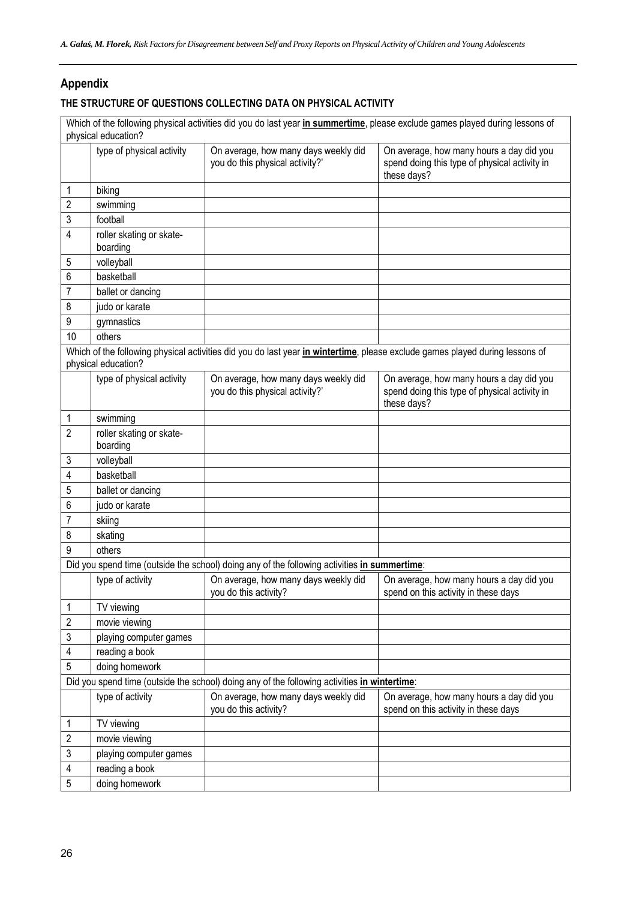## Appendix

### THE STRUCTURE OF QUESTIONS COLLECTING DATA ON PHYSICAL ACTIVITY

| Which of the following physical activities did you do last year **in summertime**, please exclude games played during lessons of physical education? | | | |
|---|---|---|---|
| | type of physical activity | On average, how many days weekly did you do this physical activity?' | On average, how many hours a day did you spend doing this type of physical activity in these days? |
| 1 | biking | | |
| 2 | swimming | | |
| 3 | football | | |
| 4 | roller skating or skate-boarding | | |
| 5 | volleyball | | |
| 6 | basketball | | |
| 7 | ballet or dancing | | |
| 8 | judo or karate | | |
| 9 | gymnastics | | |
| 10 | others | | |
| Which of the following physical activities did you do last year **in wintertime**, please exclude games played during lessons of physical education? | | | |
| | type of physical activity | On average, how many days weekly did you do this physical activity?' | On average, how many hours a day did you spend doing this type of physical activity in these days? |
| 1 | swimming | | |
| 2 | roller skating or skate-boarding | | |
| 3 | volleyball | | |
| 4 | basketball | | |
| 5 | ballet or dancing | | |
| 6 | judo or karate | | |
| 7 | skiing | | |
| 8 | skating | | |
| 9 | others | | |
| Did you spend time (outside the school) doing any of the following activities **in summertime**: | | | |
| | type of activity | On average, how many days weekly did you do this activity? | On average, how many hours a day did you spend on this activity in these days |
| 1 | TV viewing | | |
| 2 | movie viewing | | |
| 3 | playing computer games | | |
| 4 | reading a book | | |
| 5 | doing homework | | |
| Did you spend time (outside the school) doing any of the following activities **in wintertime**: | | | |
| | type of activity | On average, how many days weekly did you do this activity? | On average, how many hours a day did you spend on this activity in these days |
| 1 | TV viewing | | |
| 2 | movie viewing | | |
| 3 | playing computer games | | |
| 4 | reading a book | | |
| 5 | doing homework | | |